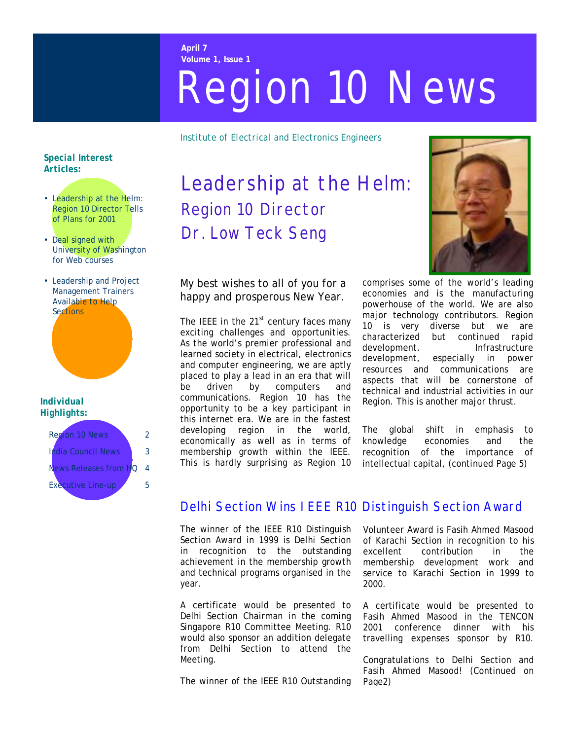April 7
Volume 1, Issue 1

# Region 10 News

Institute of Electrical and Electronics Engineers

**Special Interest Articles:**

- Leadership at the Helm: Region 10 Director Tells of Plans for 2001
- Deal signed with University of Washington for Web courses
- Leadership and Project Management Trainers Available to Help Sections

**Individual Highlights:**

| | |
|---|---|
| Region 10 News | 2 |
| India Council News | 3 |
| News Releases from HQ | 4 |
| Executive Line-up | 5 |

## Leadership at the Helm: Region 10 Director Dr. Low Teck Seng

My best wishes to all of you for a happy and prosperous New Year.

The IEEE in the 21st century faces many exciting challenges and opportunities. As the world's premier professional and learned society in electrical, electronics and computer engineering, we are aptly placed to play a lead in an era that will be driven by computers and communications. Region 10 has the opportunity to be a key participant in this internet era. We are in the fastest developing region in the world, economically as well as in terms of membership growth within the IEEE. This is hardly surprising as Region 10 comprises some of the world's leading economies and is the manufacturing powerhouse of the world. We are also major technology contributors. Region 10 is very diverse but we are characterized but continued rapid development. Infrastructure development, especially in power resources and communications are aspects that will be cornerstone of technical and industrial activities in our Region. This is another major thrust.

The global shift in emphasis to knowledge economies and the recognition of the importance of intellectual capital, (continued Page 5)

## Delhi Section Wins IEEE R10 Distinguish Section Award

The winner of the IEEE R10 Distinguish Section Award in 1999 is Delhi Section in recognition to the outstanding achievement in the membership growth and technical programs organised in the year.

A certificate would be presented to Delhi Section Chairman in the coming Singapore R10 Committee Meeting. R10 would also sponsor an addition delegate from Delhi Section to attend the Meeting.

The winner of the IEEE R10 Outstanding Volunteer Award is Fasih Ahmed Masood of Karachi Section in recognition to his excellent contribution in the membership development work and service to Karachi Section in 1999 to 2000.

A certificate would be presented to Fasih Ahmed Masood in the TENCON 2001 conference dinner with his travelling expenses sponsor by R10.

Congratulations to Delhi Section and Fasih Ahmed Masood! (Continued on Page2)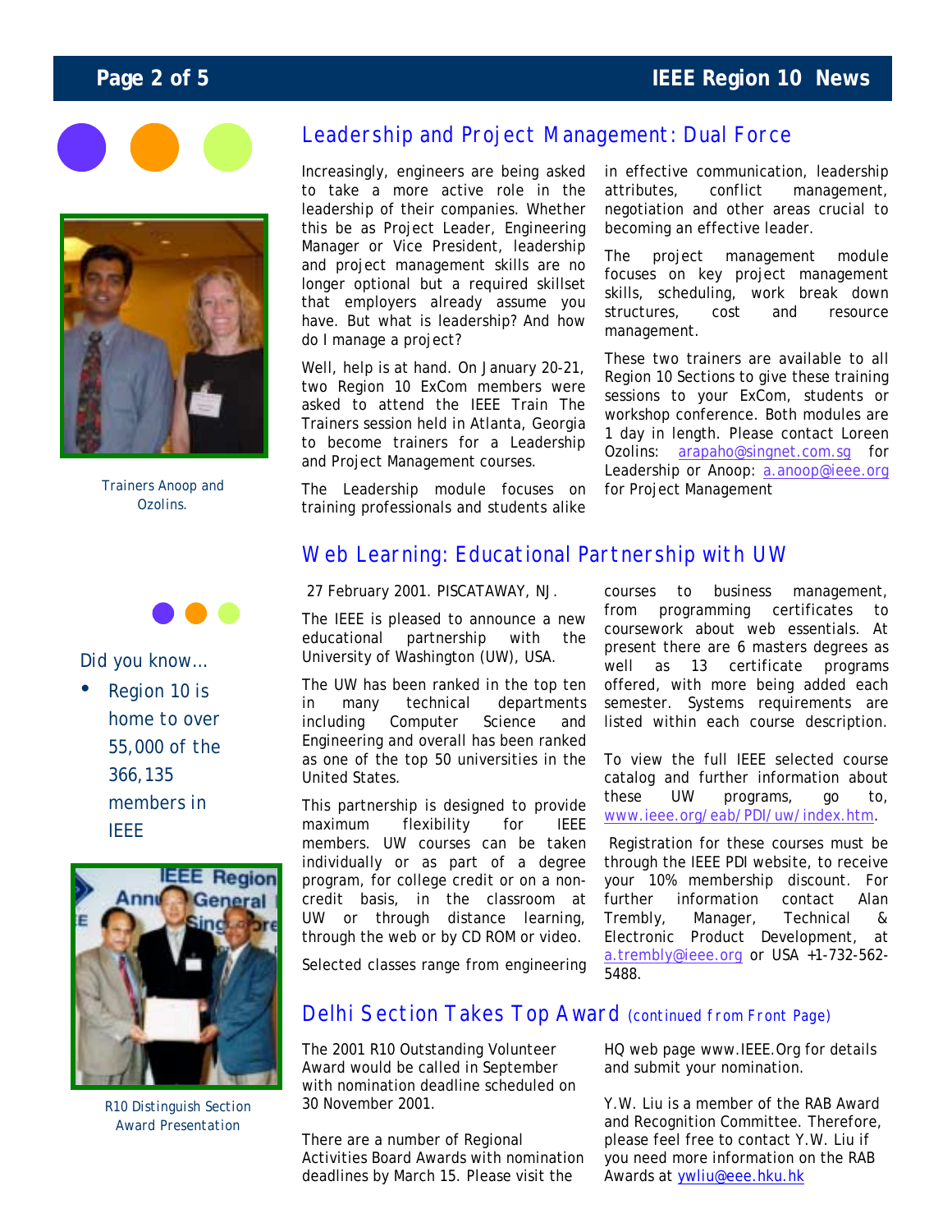## Leadership and Project Management: Dual Force

Increasingly, engineers are being asked to take a more active role in the leadership of their companies. Whether this be as Project Leader, Engineering Manager or Vice President, leadership and project management skills are no longer optional but a required skillset that employers already assume you have. But what is leadership? And how do I manage a project?

Well, help is at hand. On January 20-21, two Region 10 ExCom members were asked to attend the IEEE Train The Trainers session held in Atlanta, Georgia to become trainers for a Leadership and Project Management courses.

The Leadership module focuses on training professionals and students alike in effective communication, leadership attributes, conflict management, negotiation and other areas crucial to becoming an effective leader.

The project management module focuses on key project management skills, scheduling, work break down structures, cost and resource management.

These two trainers are available to all Region 10 Sections to give these training sessions to your ExCom, students or workshop conference. Both modules are 1 day in length. Please contact Loreen Ozolins: arapaho@singnet.com.sg for Leadership or Anoop: a.anoop@ieee.org for Project Management

Trainers Anoop and Ozolins.

Did you know…

- Region 10 is home to over 55,000 of the 366,135 members in IEEE

## Web Learning: Educational Partnership with UW

27 February 2001. PISCATAWAY, NJ.

The IEEE is pleased to announce a new educational partnership with the University of Washington (UW), USA.

The UW has been ranked in the top ten in many technical departments including Computer Science and Engineering and overall has been ranked as one of the top 50 universities in the United States.

This partnership is designed to provide maximum flexibility for IEEE members. UW courses can be taken individually or as part of a degree program, for college credit or on a non-credit basis, in the classroom at UW or through distance learning, through the web or by CD ROM or video.

Selected classes range from engineering courses to business management, from programming certificates to coursework about web essentials. At present there are 6 masters degrees as well as 13 certificate programs offered, with more being added each semester. Systems requirements are listed within each course description.

To view the full IEEE selected course catalog and further information about these UW programs, go to, www.ieee.org/eab/PDI/uw/index.htm.

Registration for these courses must be through the IEEE PDI website, to receive your 10% membership discount. For further information contact Alan Trembly, Manager, Technical & Electronic Product Development, at a.trembly@ieee.org or USA +1-732-562-5488.

R10 Distinguish Section Award Presentation

## Delhi Section Takes Top Award (continued from Front Page)

The 2001 R10 Outstanding Volunteer Award would be called in September with nomination deadline scheduled on 30 November 2001.

There are a number of Regional Activities Board Awards with nomination deadlines by March 15. Please visit the HQ web page www.IEEE.Org for details and submit your nomination.

Y.W. Liu is a member of the RAB Award and Recognition Committee. Therefore, please feel free to contact Y.W. Liu if you need more information on the RAB Awards at ywliu@eee.hku.hk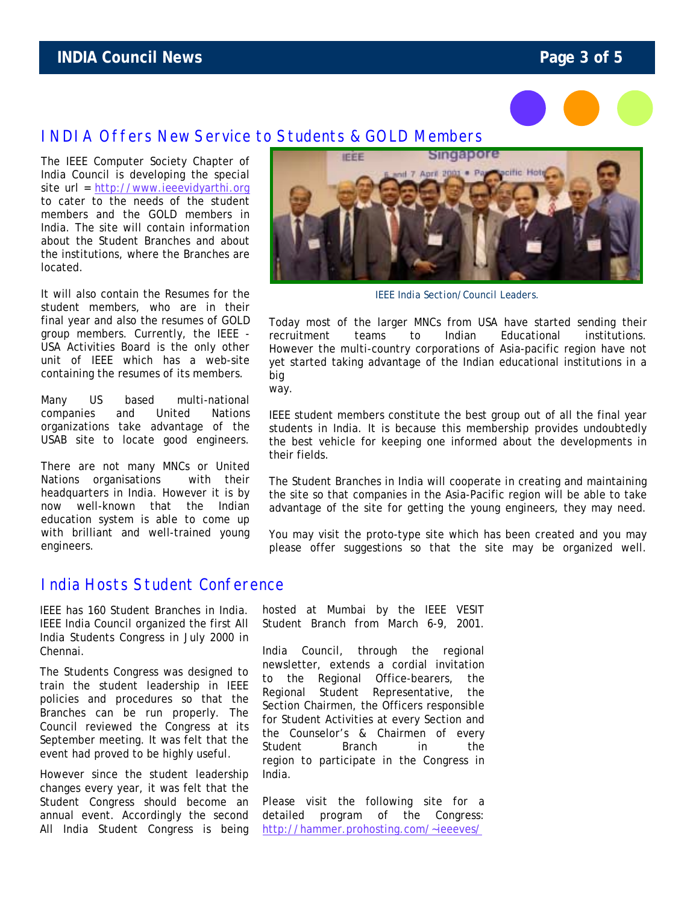## INDIA Offers New Service to Students & GOLD Members

The IEEE Computer Society Chapter of India Council is developing the special site url = http://www.ieeevidyarthi.org to cater to the needs of the student members and the GOLD members in India. The site will contain information about the Student Branches and about the institutions, where the Branches are located.

It will also contain the Resumes for the student members, who are in their final year and also the resumes of GOLD group members. Currently, the IEEE - USA Activities Board is the only other unit of IEEE which has a web-site containing the resumes of its members.

Many US based multi-national companies and United Nations organizations take advantage of the USAB site to locate good engineers.

There are not many MNCs or United Nations organisations with their headquarters in India. However it is by now well-known that the Indian education system is able to come up with brilliant and well-trained young engineers.

IEEE India Section/Council Leaders.

Today most of the larger MNCs from USA have started sending their recruitment teams to Indian Educational institutions. However the multi-country corporations of Asia-pacific region have not yet started taking advantage of the Indian educational institutions in a big way.

IEEE student members constitute the best group out of all the final year students in India. It is because this membership provides undoubtedly the best vehicle for keeping one informed about the developments in their fields.

The Student Branches in India will cooperate in creating and maintaining the site so that companies in the Asia-Pacific region will be able to take advantage of the site for getting the young engineers, they may need.

You may visit the proto-type site which has been created and you may please offer suggestions so that the site may be organized well.

## India Hosts Student Conference

IEEE has 160 Student Branches in India. IEEE India Council organized the first All India Students Congress in July 2000 in Chennai.

The Students Congress was designed to train the student leadership in IEEE policies and procedures so that the Branches can be run properly. The Council reviewed the Congress at its September meeting. It was felt that the event had proved to be highly useful.

However since the student leadership changes every year, it was felt that the Student Congress should become an annual event. Accordingly the second All India Student Congress is being hosted at Mumbai by the IEEE VESIT Student Branch from March 6-9, 2001.

India Council, through the regional newsletter, extends a cordial invitation to the Regional Office-bearers, the Regional Student Representative, the Section Chairmen, the Officers responsible for Student Activities at every Section and the Counselor's & Chairmen of every Student Branch in the region to participate in the Congress in India.

Please visit the following site for a detailed program of the Congress: http://hammer.prohosting.com/~ieeeves/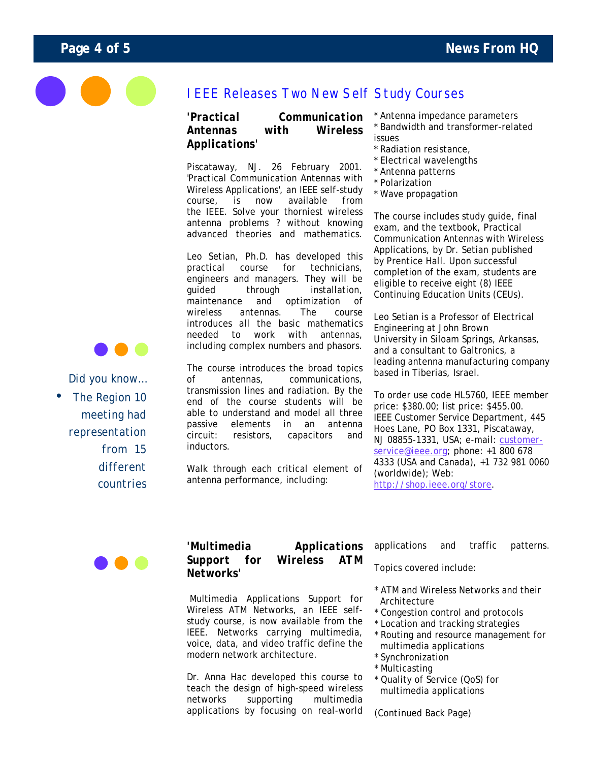## IEEE Releases Two New Self Study Courses

### 'Practical Communication Antennas with Wireless Applications'

Piscataway, NJ. 26 February 2001. 'Practical Communication Antennas with Wireless Applications', an IEEE self-study course, is now available from the IEEE. Solve your thorniest wireless antenna problems ? without knowing advanced theories and mathematics.

Leo Setian, Ph.D. has developed this practical course for technicians, engineers and managers. They will be guided through installation, maintenance and optimization of wireless antennas. The course introduces all the basic mathematics needed to work with antennas, including complex numbers and phasors.

The course introduces the broad topics of antennas, communications, transmission lines and radiation. By the end of the course students will be able to understand and model all three passive elements in an antenna circuit: resistors, capacitors and inductors.

Walk through each critical element of antenna performance, including:

* Antenna impedance parameters
* Bandwidth and transformer-related issues
* Radiation resistance,
* Electrical wavelengths
* Antenna patterns
* Polarization
* Wave propagation

The course includes study guide, final exam, and the textbook, Practical Communication Antennas with Wireless Applications, by Dr. Setian published by Prentice Hall. Upon successful completion of the exam, students are eligible to receive eight (8) IEEE Continuing Education Units (CEUs).

Leo Setian is a Professor of Electrical Engineering at John Brown University in Siloam Springs, Arkansas, and a consultant to Galtronics, a leading antenna manufacturing company based in Tiberias, Israel.

To order use code HL5760, IEEE member price: $380.00; list price: $455.00. IEEE Customer Service Department, 445 Hoes Lane, PO Box 1331, Piscataway, NJ 08855-1331, USA; e-mail: customer-service@ieee.org; phone: +1 800 678 4333 (USA and Canada), +1 732 981 0060 (worldwide); Web: http://shop.ieee.org/store.

Did you know...

- The Region 10 meeting had representation from 15 different countries

### 'Multimedia Applications Support for Wireless ATM Networks'

Multimedia Applications Support for Wireless ATM Networks, an IEEE self-study course, is now available from the IEEE. Networks carrying multimedia, voice, data, and video traffic define the modern network architecture.

Dr. Anna Hac developed this course to teach the design of high-speed wireless networks supporting multimedia applications by focusing on real-world applications and traffic patterns.

Topics covered include:

* ATM and Wireless Networks and their Architecture
* Congestion control and protocols
* Location and tracking strategies
* Routing and resource management for multimedia applications
* Synchronization
* Multicasting
* Quality of Service (QoS) for multimedia applications

(Continued Back Page)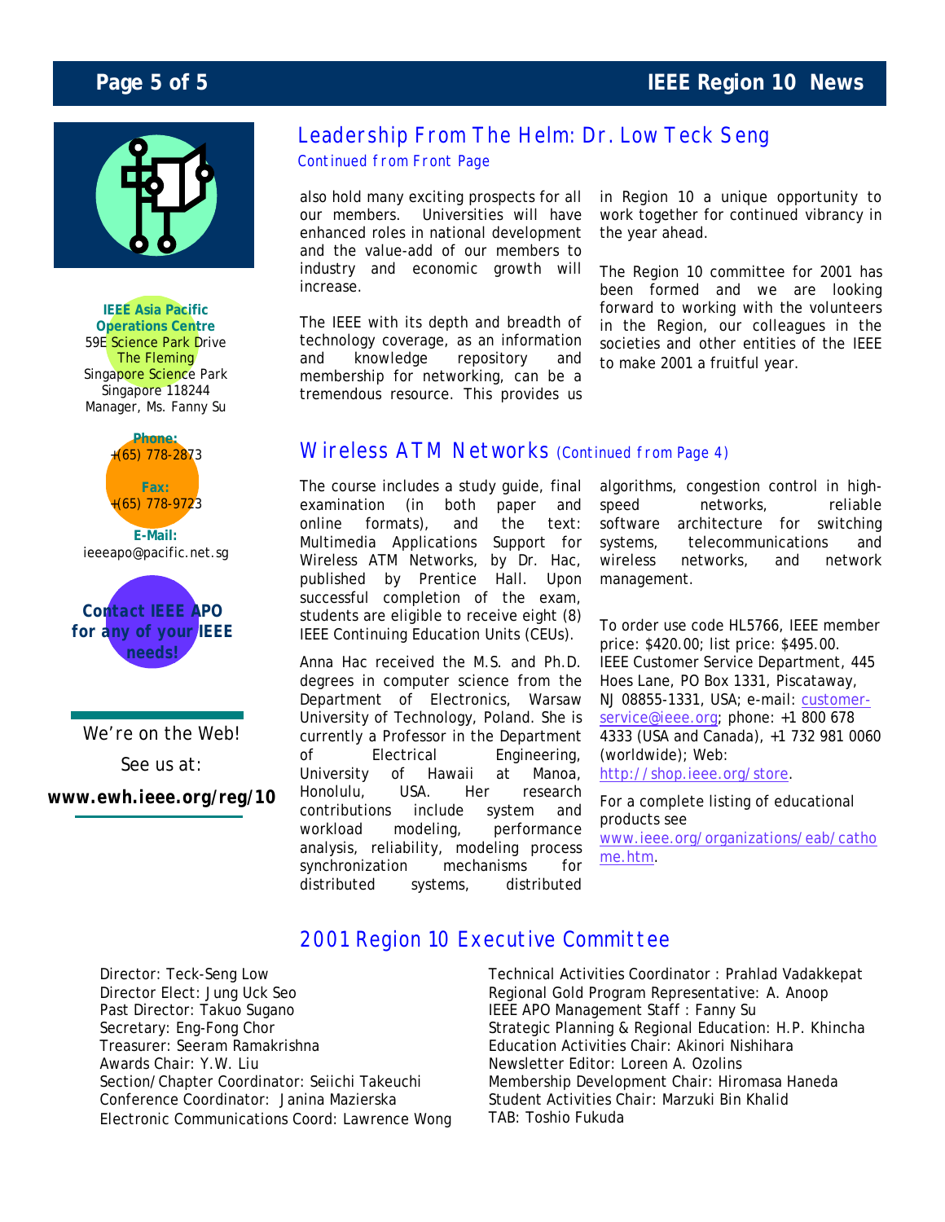**IEEE Asia Pacific Operations Centre**
59E Science Park Drive
The Fleming
Singapore Science Park
Singapore 118244
Manager, Ms. Fanny Su

**Phone:**
+(65) 778-2873

**Fax:**
+(65) 778-9723

**E-Mail:**
ieeeapo@pacific.net.sg

**Contact IEEE APO for any of your IEEE needs!**

We're on the Web!

See us at:

**www.ewh.ieee.org/reg/10**

## Leadership From The Helm: Dr. Low Teck Seng

*Continued from Front Page*

also hold many exciting prospects for all our members. Universities will have enhanced roles in national development and the value-add of our members to industry and economic growth will increase.

The IEEE with its depth and breadth of technology coverage, as an information and knowledge repository and membership for networking, can be a tremendous resource. This provides us in Region 10 a unique opportunity to work together for continued vibrancy in the year ahead.

The Region 10 committee for 2001 has been formed and we are looking forward to working with the volunteers in the Region, our colleagues in the societies and other entities of the IEEE to make 2001 a fruitful year.

## Wireless ATM Networks *(Continued from Page 4)*

The course includes a study guide, final examination (in both paper and online formats), and the text: Multimedia Applications Support for Wireless ATM Networks, by Dr. Hac, published by Prentice Hall. Upon successful completion of the exam, students are eligible to receive eight (8) IEEE Continuing Education Units (CEUs).

Anna Hac received the M.S. and Ph.D. degrees in computer science from the Department of Electronics, Warsaw University of Technology, Poland. She is currently a Professor in the Department of Electrical Engineering, University of Hawaii at Manoa, Honolulu, USA. Her research contributions include system and workload modeling, performance analysis, reliability, modeling process synchronization mechanisms for distributed systems, distributed algorithms, congestion control in high-speed networks, reliable software architecture for switching systems, telecommunications and wireless networks, and network management.

To order use code HL5766, IEEE member price: $420.00; list price: $495.00. IEEE Customer Service Department, 445 Hoes Lane, PO Box 1331, Piscataway, NJ 08855-1331, USA; e-mail: customer-service@ieee.org; phone: +1 800 678 4333 (USA and Canada), +1 732 981 0060 (worldwide); Web: http://shop.ieee.org/store.

For a complete listing of educational products see www.ieee.org/organizations/eab/cathome.htm.

## 2001 Region 10 Executive Committee

Director: Teck-Seng Low
Director Elect: Jung Uck Seo
Past Director: Takuo Sugano
Secretary: Eng-Fong Chor
Treasurer: Seeram Ramakrishna
Awards Chair: Y.W. Liu
Section/Chapter Coordinator: Seiichi Takeuchi
Conference Coordinator: Janina Mazierska
Electronic Communications Coord: Lawrence Wong
Technical Activities Coordinator : Prahlad Vadakkepat
Regional Gold Program Representative: A. Anoop
IEEE APO Management Staff : Fanny Su
Strategic Planning & Regional Education: H.P. Khincha
Education Activities Chair: Akinori Nishihara
Newsletter Editor: Loreen A. Ozolins
Membership Development Chair: Hiromasa Haneda
Student Activities Chair: Marzuki Bin Khalid
TAB: Toshio Fukuda